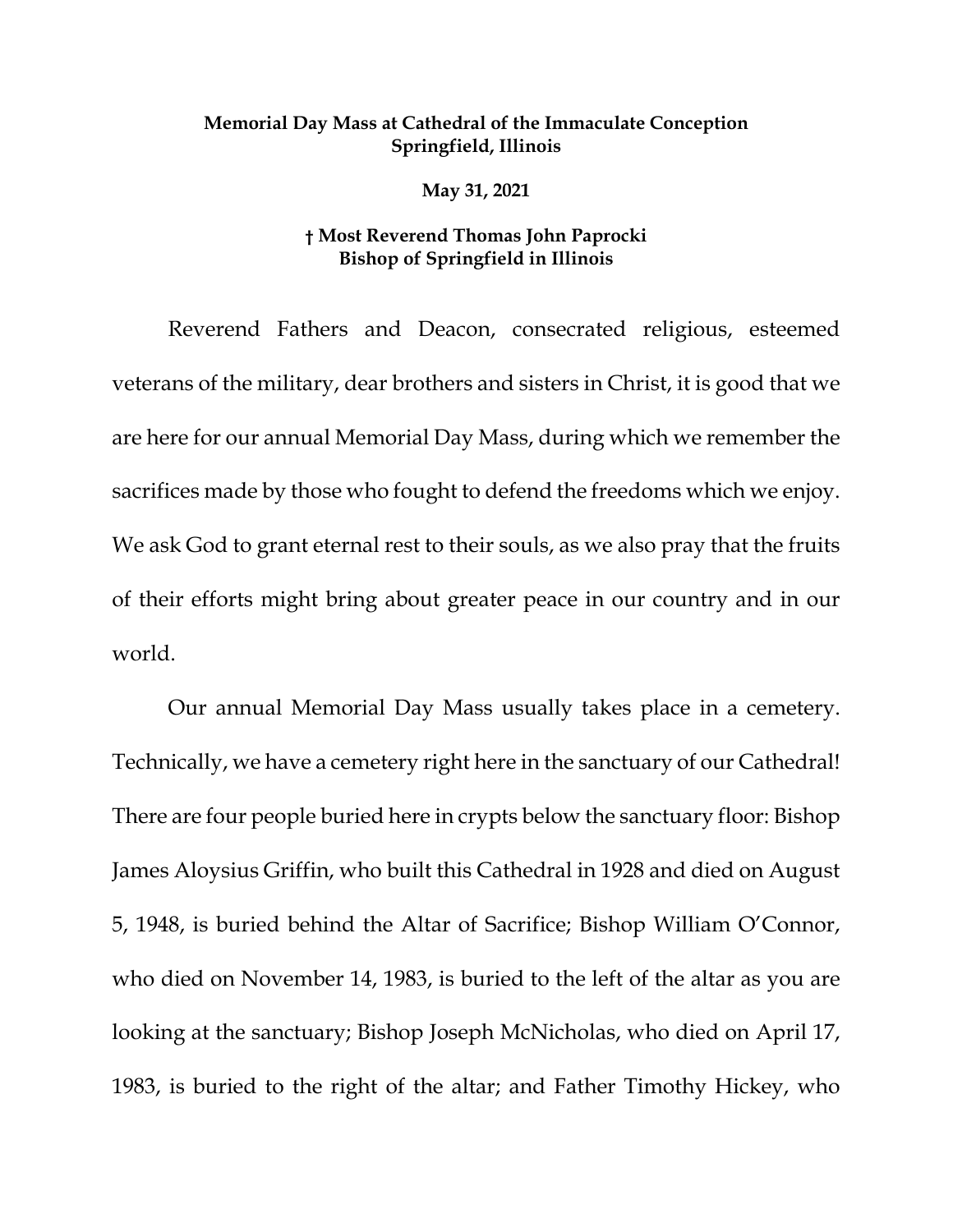**Memorial Day Mass at Cathedral of the Immaculate Conception**
**Springfield, Illinois**

**May 31, 2021**

**† Most Reverend Thomas John Paprocki**
**Bishop of Springfield in Illinois**

Reverend Fathers and Deacon, consecrated religious, esteemed veterans of the military, dear brothers and sisters in Christ, it is good that we are here for our annual Memorial Day Mass, during which we remember the sacrifices made by those who fought to defend the freedoms which we enjoy. We ask God to grant eternal rest to their souls, as we also pray that the fruits of their efforts might bring about greater peace in our country and in our world.

Our annual Memorial Day Mass usually takes place in a cemetery. Technically, we have a cemetery right here in the sanctuary of our Cathedral! There are four people buried here in crypts below the sanctuary floor: Bishop James Aloysius Griffin, who built this Cathedral in 1928 and died on August 5, 1948, is buried behind the Altar of Sacrifice; Bishop William O'Connor, who died on November 14, 1983, is buried to the left of the altar as you are looking at the sanctuary; Bishop Joseph McNicholas, who died on April 17, 1983, is buried to the right of the altar; and Father Timothy Hickey, who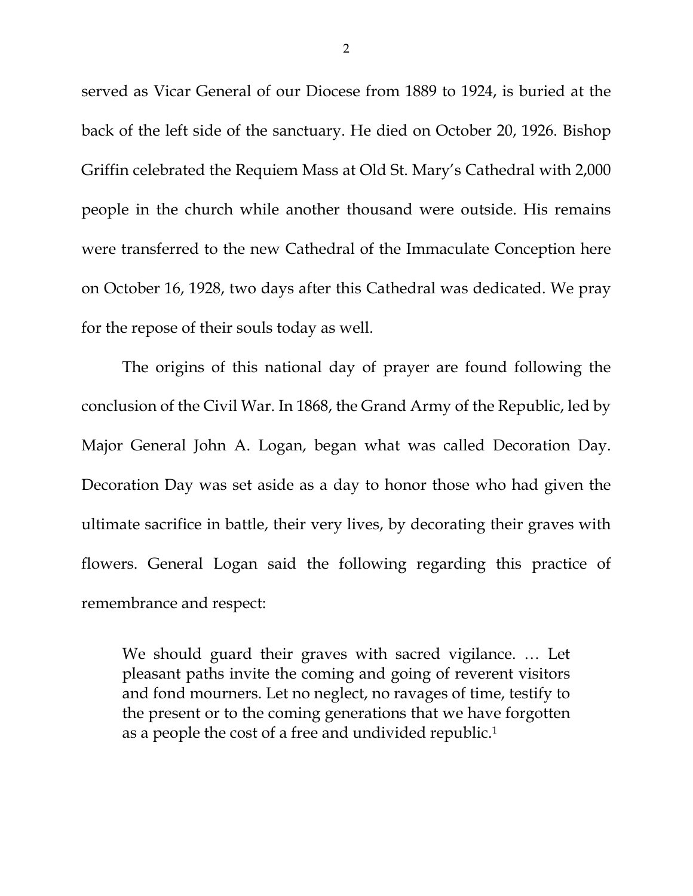served as Vicar General of our Diocese from 1889 to 1924, is buried at the back of the left side of the sanctuary. He died on October 20, 1926. Bishop Griffin celebrated the Requiem Mass at Old St. Mary's Cathedral with 2,000 people in the church while another thousand were outside. His remains were transferred to the new Cathedral of the Immaculate Conception here on October 16, 1928, two days after this Cathedral was dedicated. We pray for the repose of their souls today as well.

The origins of this national day of prayer are found following the conclusion of the Civil War. In 1868, the Grand Army of the Republic, led by Major General John A. Logan, began what was called Decoration Day. Decoration Day was set aside as a day to honor those who had given the ultimate sacrifice in battle, their very lives, by decorating their graves with flowers. General Logan said the following regarding this practice of remembrance and respect:

> We should guard their graves with sacred vigilance. … Let pleasant paths invite the coming and going of reverent visitors and fond mourners. Let no neglect, no ravages of time, testify to the present or to the coming generations that we have forgotten as a people the cost of a free and undivided republic.[1]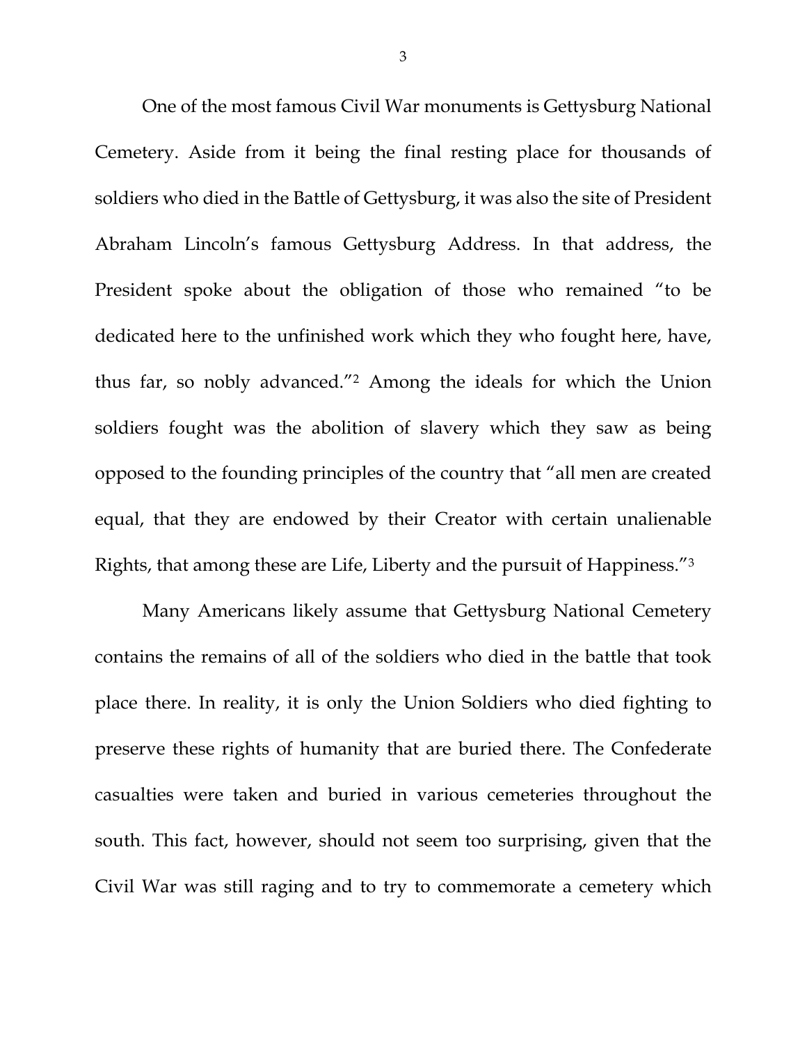One of the most famous Civil War monuments is Gettysburg National Cemetery. Aside from it being the final resting place for thousands of soldiers who died in the Battle of Gettysburg, it was also the site of President Abraham Lincoln's famous Gettysburg Address. In that address, the President spoke about the obligation of those who remained "to be dedicated here to the unfinished work which they who fought here, have, thus far, so nobly advanced."[2] Among the ideals for which the Union soldiers fought was the abolition of slavery which they saw as being opposed to the founding principles of the country that "all men are created equal, that they are endowed by their Creator with certain unalienable Rights, that among these are Life, Liberty and the pursuit of Happiness."[3]

Many Americans likely assume that Gettysburg National Cemetery contains the remains of all of the soldiers who died in the battle that took place there. In reality, it is only the Union Soldiers who died fighting to preserve these rights of humanity that are buried there. The Confederate casualties were taken and buried in various cemeteries throughout the south. This fact, however, should not seem too surprising, given that the Civil War was still raging and to try to commemorate a cemetery which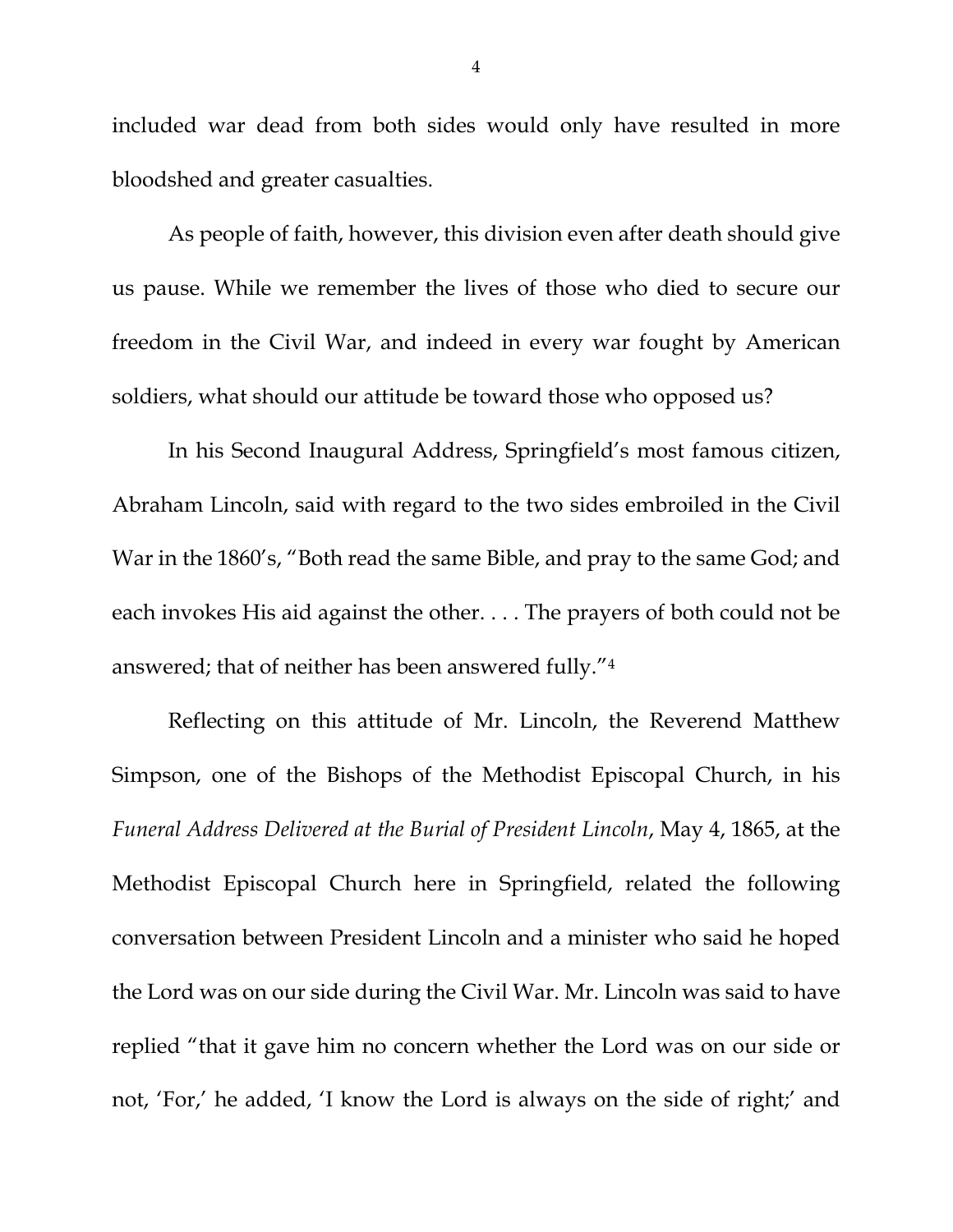included war dead from both sides would only have resulted in more bloodshed and greater casualties.

As people of faith, however, this division even after death should give us pause. While we remember the lives of those who died to secure our freedom in the Civil War, and indeed in every war fought by American soldiers, what should our attitude be toward those who opposed us?

In his Second Inaugural Address, Springfield's most famous citizen, Abraham Lincoln, said with regard to the two sides embroiled in the Civil War in the 1860's, "Both read the same Bible, and pray to the same God; and each invokes His aid against the other. . . . The prayers of both could not be answered; that of neither has been answered fully."[4]

Reflecting on this attitude of Mr. Lincoln, the Reverend Matthew Simpson, one of the Bishops of the Methodist Episcopal Church, in his *Funeral Address Delivered at the Burial of President Lincoln*, May 4, 1865, at the Methodist Episcopal Church here in Springfield, related the following conversation between President Lincoln and a minister who said he hoped the Lord was on our side during the Civil War. Mr. Lincoln was said to have replied "that it gave him no concern whether the Lord was on our side or not, 'For,' he added, 'I know the Lord is always on the side of right;' and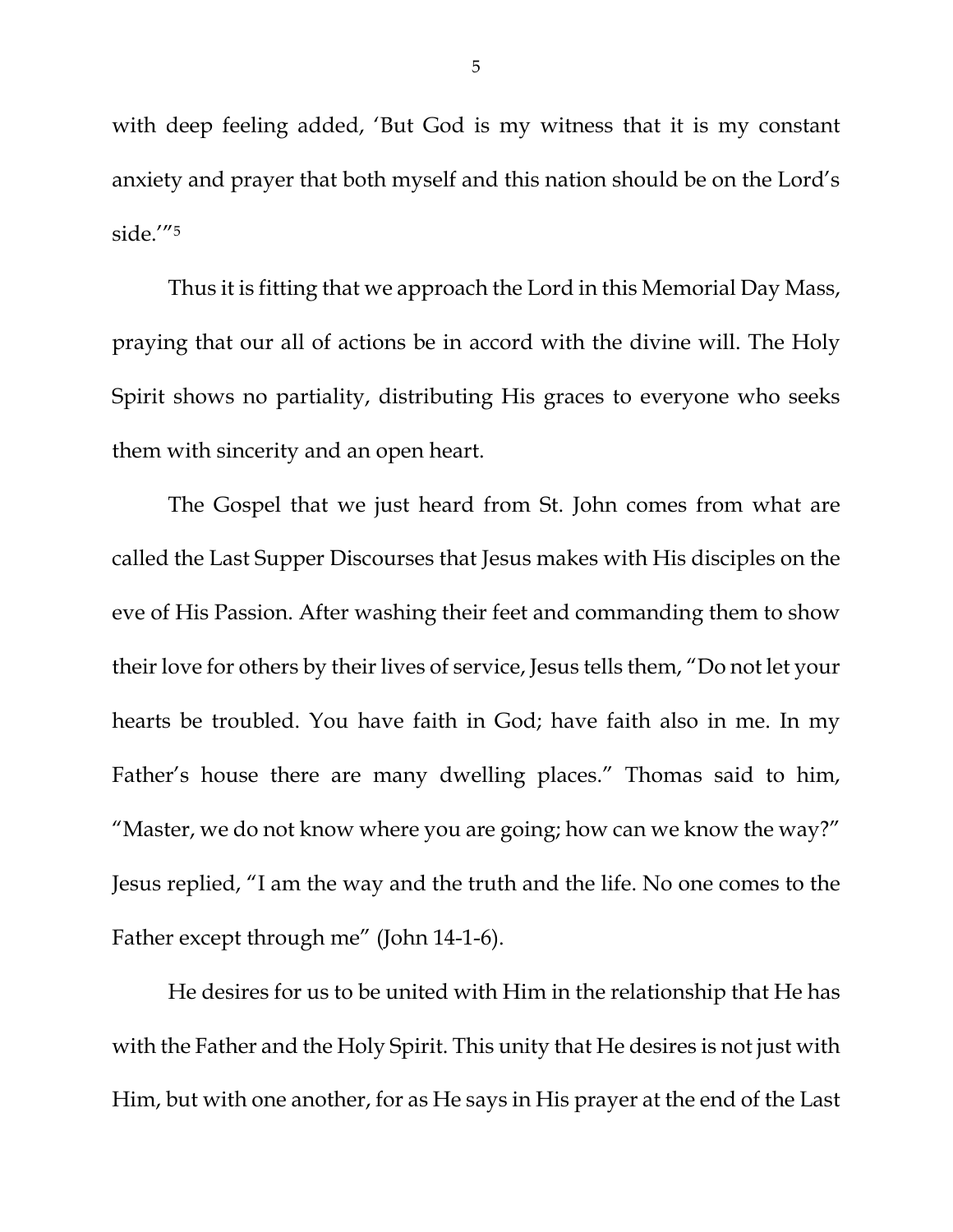with deep feeling added, 'But God is my witness that it is my constant anxiety and prayer that both myself and this nation should be on the Lord's side.'"[5]

Thus it is fitting that we approach the Lord in this Memorial Day Mass, praying that our all of actions be in accord with the divine will. The Holy Spirit shows no partiality, distributing His graces to everyone who seeks them with sincerity and an open heart.

The Gospel that we just heard from St. John comes from what are called the Last Supper Discourses that Jesus makes with His disciples on the eve of His Passion. After washing their feet and commanding them to show their love for others by their lives of service, Jesus tells them, "Do not let your hearts be troubled. You have faith in God; have faith also in me. In my Father's house there are many dwelling places." Thomas said to him, "Master, we do not know where you are going; how can we know the way?" Jesus replied, "I am the way and the truth and the life. No one comes to the Father except through me" (John 14-1-6).

He desires for us to be united with Him in the relationship that He has with the Father and the Holy Spirit. This unity that He desires is not just with Him, but with one another, for as He says in His prayer at the end of the Last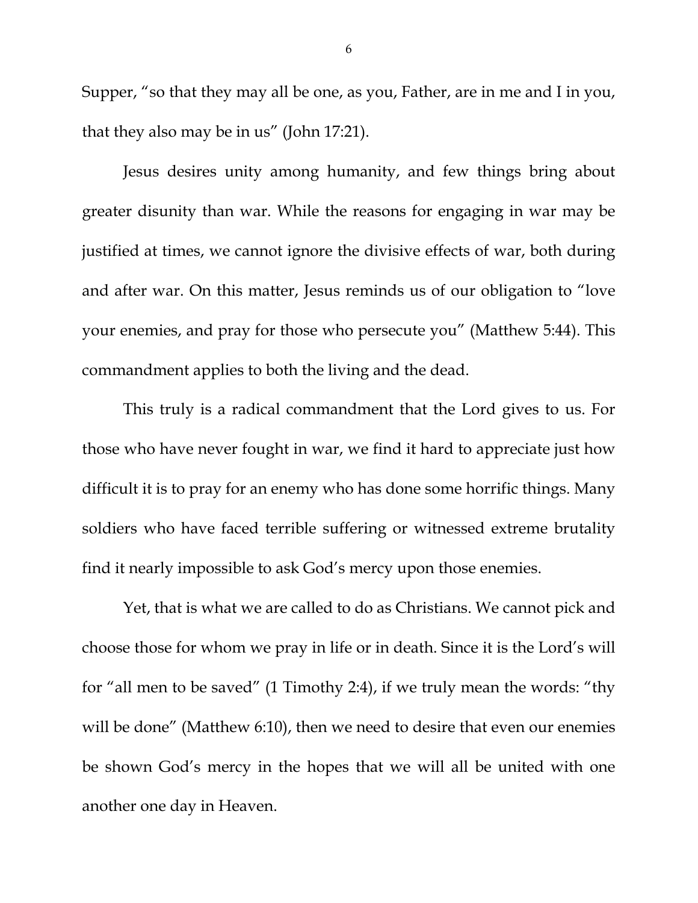Supper, "so that they may all be one, as you, Father, are in me and I in you, that they also may be in us" (John 17:21).

Jesus desires unity among humanity, and few things bring about greater disunity than war. While the reasons for engaging in war may be justified at times, we cannot ignore the divisive effects of war, both during and after war. On this matter, Jesus reminds us of our obligation to "love your enemies, and pray for those who persecute you" (Matthew 5:44). This commandment applies to both the living and the dead.

This truly is a radical commandment that the Lord gives to us. For those who have never fought in war, we find it hard to appreciate just how difficult it is to pray for an enemy who has done some horrific things. Many soldiers who have faced terrible suffering or witnessed extreme brutality find it nearly impossible to ask God's mercy upon those enemies.

Yet, that is what we are called to do as Christians. We cannot pick and choose those for whom we pray in life or in death. Since it is the Lord's will for "all men to be saved" (1 Timothy 2:4), if we truly mean the words: "thy will be done" (Matthew 6:10), then we need to desire that even our enemies be shown God's mercy in the hopes that we will all be united with one another one day in Heaven.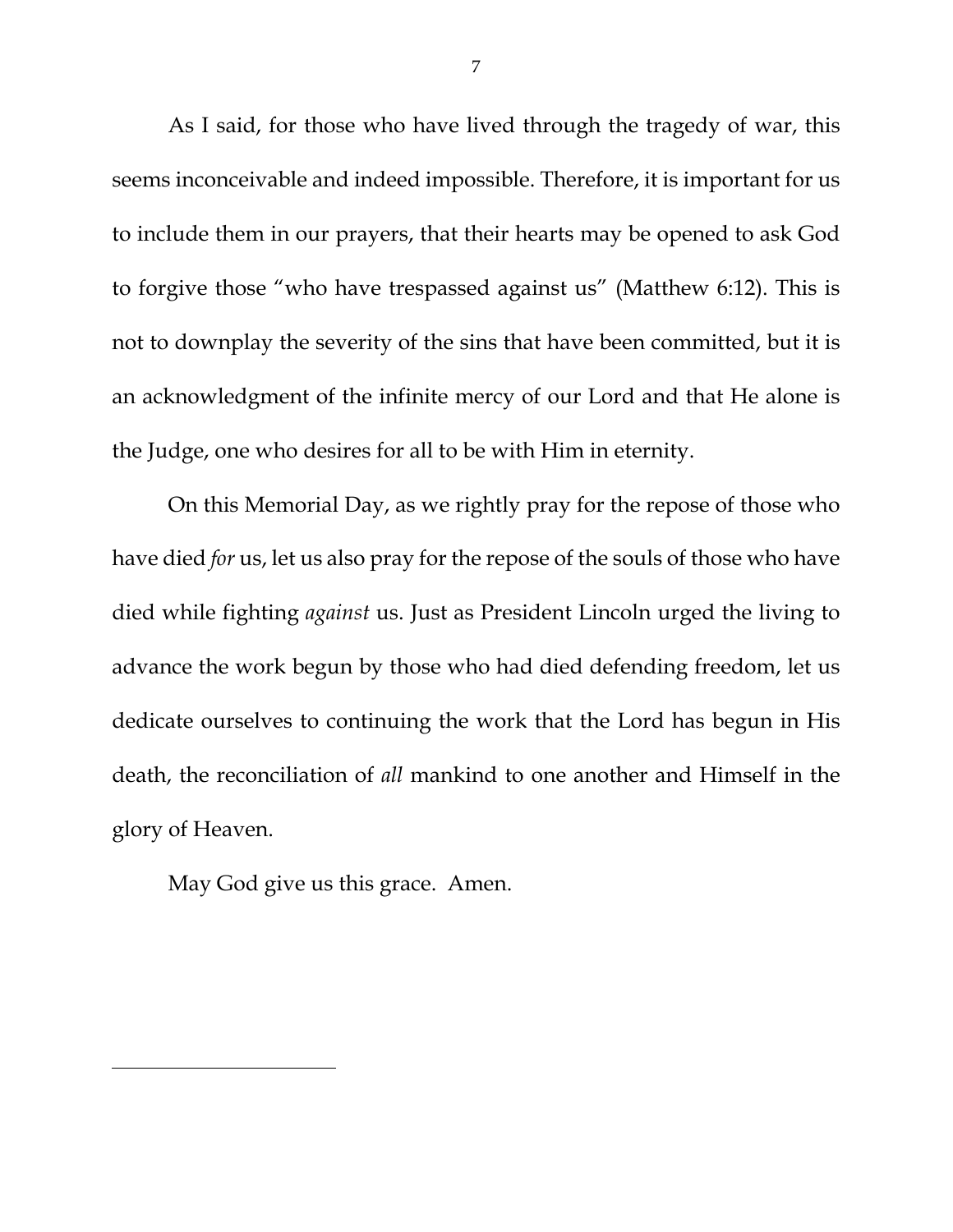As I said, for those who have lived through the tragedy of war, this seems inconceivable and indeed impossible. Therefore, it is important for us to include them in our prayers, that their hearts may be opened to ask God to forgive those "who have trespassed against us" (Matthew 6:12). This is not to downplay the severity of the sins that have been committed, but it is an acknowledgment of the infinite mercy of our Lord and that He alone is the Judge, one who desires for all to be with Him in eternity.

On this Memorial Day, as we rightly pray for the repose of those who have died *for* us, let us also pray for the repose of the souls of those who have died while fighting *against* us. Just as President Lincoln urged the living to advance the work begun by those who had died defending freedom, let us dedicate ourselves to continuing the work that the Lord has begun in His death, the reconciliation of *all* mankind to one another and Himself in the glory of Heaven.

May God give us this grace. Amen.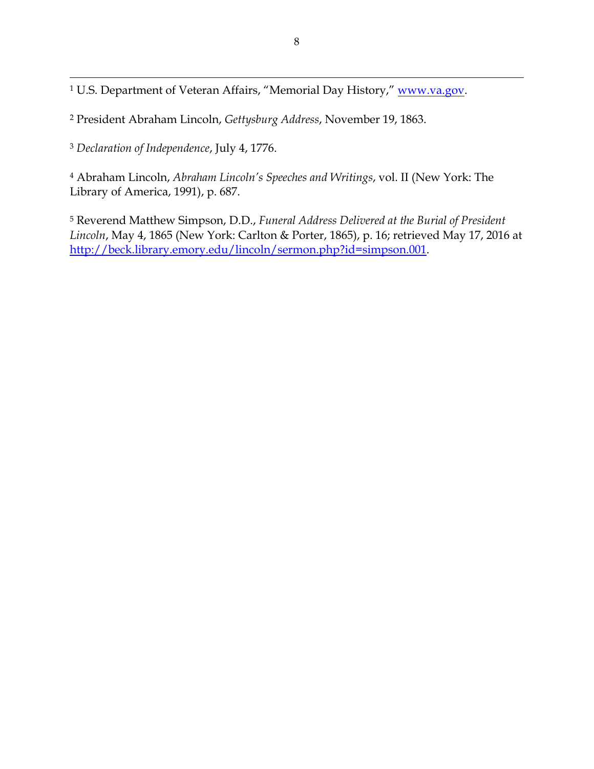[1] U.S. Department of Veteran Affairs, "Memorial Day History," [www.va.gov](http://www.va.gov).

[2] President Abraham Lincoln, *Gettysburg Address*, November 19, 1863.

[3] *Declaration of Independence*, July 4, 1776.

[4] Abraham Lincoln, *Abraham Lincoln's Speeches and Writings*, vol. II (New York: The Library of America, 1991), p. 687.

[5] Reverend Matthew Simpson, D.D., *Funeral Address Delivered at the Burial of President Lincoln*, May 4, 1865 (New York: Carlton & Porter, 1865), p. 16; retrieved May 17, 2016 at [http://beck.library.emory.edu/lincoln/sermon.php?id=simpson.001](http://beck.library.emory.edu/lincoln/sermon.php?id=simpson.001).